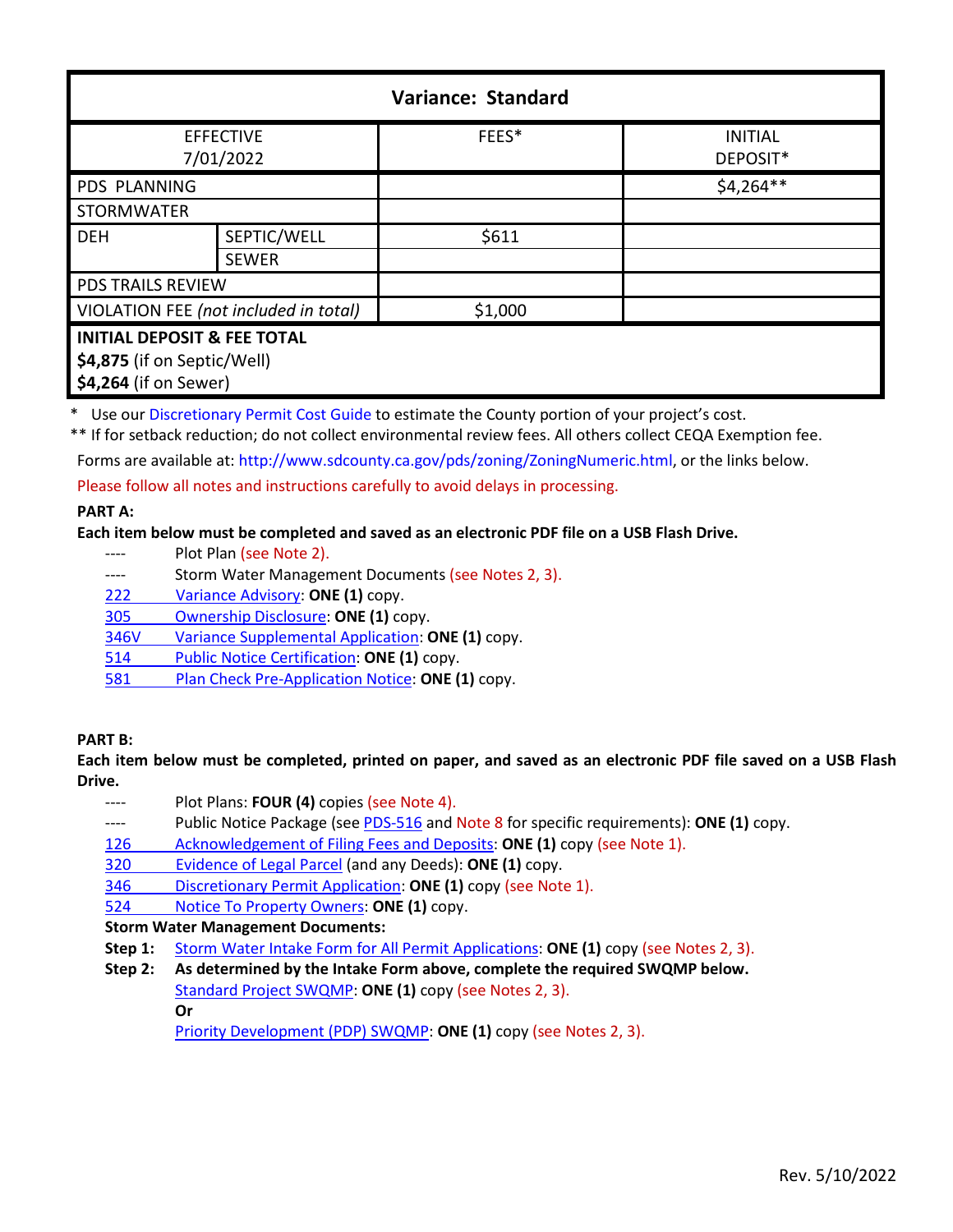| Variance: Standard | | | |
|---|---|---|---|
| EFFECTIVE 7/01/2022 | | FEES* | INITIAL DEPOSIT* |
| PDS PLANNING | | | $4,264** |
| STORMWATER | | | |
| DEH | SEPTIC/WELL | $611 | |
| | SEWER | | |
| PDS TRAILS REVIEW | | | |
| VIOLATION FEE *(not included in total)* | | $1,000 | |
| **INITIAL DEPOSIT & FEE TOTAL** **$4,875** (if on Septic/Well) **$4,264** (if on Sewer) | | | |

\* Use our Discretionary Permit Cost Guide to estimate the County portion of your project's cost.

** If for setback reduction; do not collect environmental review fees. All others collect CEQA Exemption fee.

Forms are available at: http://www.sdcounty.ca.gov/pds/zoning/ZoningNumeric.html, or the links below.

Please follow all notes and instructions carefully to avoid delays in processing.

**PART A:**

**Each item below must be completed and saved as an electronic PDF file on a USB Flash Drive.**

- ---- Plot Plan (see Note 2).
- ---- Storm Water Management Documents (see Notes 2, 3).
- 222 Variance Advisory: **ONE (1)** copy.
- 305 Ownership Disclosure: **ONE (1)** copy.
- 346V Variance Supplemental Application: **ONE (1)** copy.
- 514 Public Notice Certification: **ONE (1)** copy.
- 581 Plan Check Pre-Application Notice: **ONE (1)** copy.

**PART B:**

**Each item below must be completed, printed on paper, and saved as an electronic PDF file saved on a USB Flash Drive.**

- ---- Plot Plans: **FOUR (4)** copies (see Note 4).
- ---- Public Notice Package (see PDS-516 and Note 8 for specific requirements): **ONE (1)** copy.
- 126 Acknowledgement of Filing Fees and Deposits: **ONE (1)** copy (see Note 1).
- 320 Evidence of Legal Parcel (and any Deeds): **ONE (1)** copy.
- 346 Discretionary Permit Application: **ONE (1)** copy (see Note 1).
- 524 Notice To Property Owners: **ONE (1)** copy.

**Storm Water Management Documents:**

**Step 1:** Storm Water Intake Form for All Permit Applications: **ONE (1)** copy (see Notes 2, 3).

**Step 2: As determined by the Intake Form above, complete the required SWQMP below.**

Standard Project SWQMP: **ONE (1)** copy (see Notes 2, 3).

**Or**

Priority Development (PDP) SWQMP: **ONE (1)** copy (see Notes 2, 3).

Rev. 5/10/2022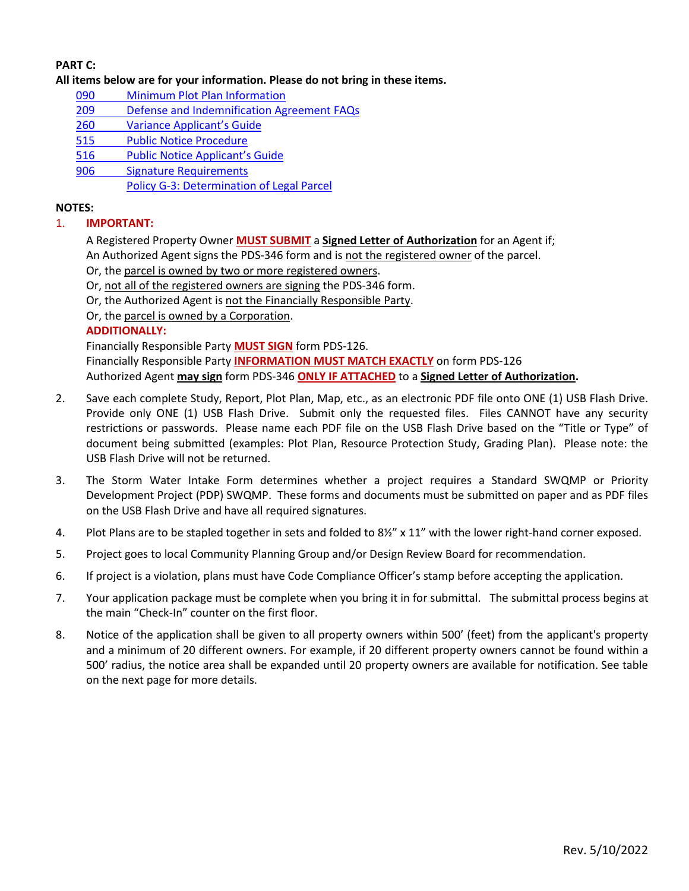**PART C:**

**All items below are for your information. Please do not bring in these items.**

- 090 Minimum Plot Plan Information
- 209 Defense and Indemnification Agreement FAQs
- 260 Variance Applicant's Guide
- 515 Public Notice Procedure
- 516 Public Notice Applicant's Guide
- 906 Signature Requirements
- Policy G-3: Determination of Legal Parcel

**NOTES:**

1. **IMPORTANT:**

   A Registered Property Owner **MUST SUBMIT** a **Signed Letter of Authorization** for an Agent if;
   An Authorized Agent signs the PDS-346 form and is not the registered owner of the parcel.
   Or, the parcel is owned by two or more registered owners.
   Or, not all of the registered owners are signing the PDS-346 form.
   Or, the Authorized Agent is not the Financially Responsible Party.
   Or, the parcel is owned by a Corporation.

   **ADDITIONALLY:**

   Financially Responsible Party **MUST SIGN** form PDS-126.
   Financially Responsible Party **INFORMATION MUST MATCH EXACTLY** on form PDS-126
   Authorized Agent **may sign** form PDS-346 **ONLY IF ATTACHED** to a **Signed Letter of Authorization.**

2. Save each complete Study, Report, Plot Plan, Map, etc., as an electronic PDF file onto ONE (1) USB Flash Drive. Provide only ONE (1) USB Flash Drive. Submit only the requested files. Files CANNOT have any security restrictions or passwords. Please name each PDF file on the USB Flash Drive based on the "Title or Type" of document being submitted (examples: Plot Plan, Resource Protection Study, Grading Plan). Please note: the USB Flash Drive will not be returned.

3. The Storm Water Intake Form determines whether a project requires a Standard SWQMP or Priority Development Project (PDP) SWQMP. These forms and documents must be submitted on paper and as PDF files on the USB Flash Drive and have all required signatures.

4. Plot Plans are to be stapled together in sets and folded to 8½" x 11" with the lower right-hand corner exposed.

5. Project goes to local Community Planning Group and/or Design Review Board for recommendation.

6. If project is a violation, plans must have Code Compliance Officer's stamp before accepting the application.

7. Your application package must be complete when you bring it in for submittal. The submittal process begins at the main "Check-In" counter on the first floor.

8. Notice of the application shall be given to all property owners within 500' (feet) from the applicant's property and a minimum of 20 different owners. For example, if 20 different property owners cannot be found within a 500' radius, the notice area shall be expanded until 20 property owners are available for notification. See table on the next page for more details.

Rev. 5/10/2022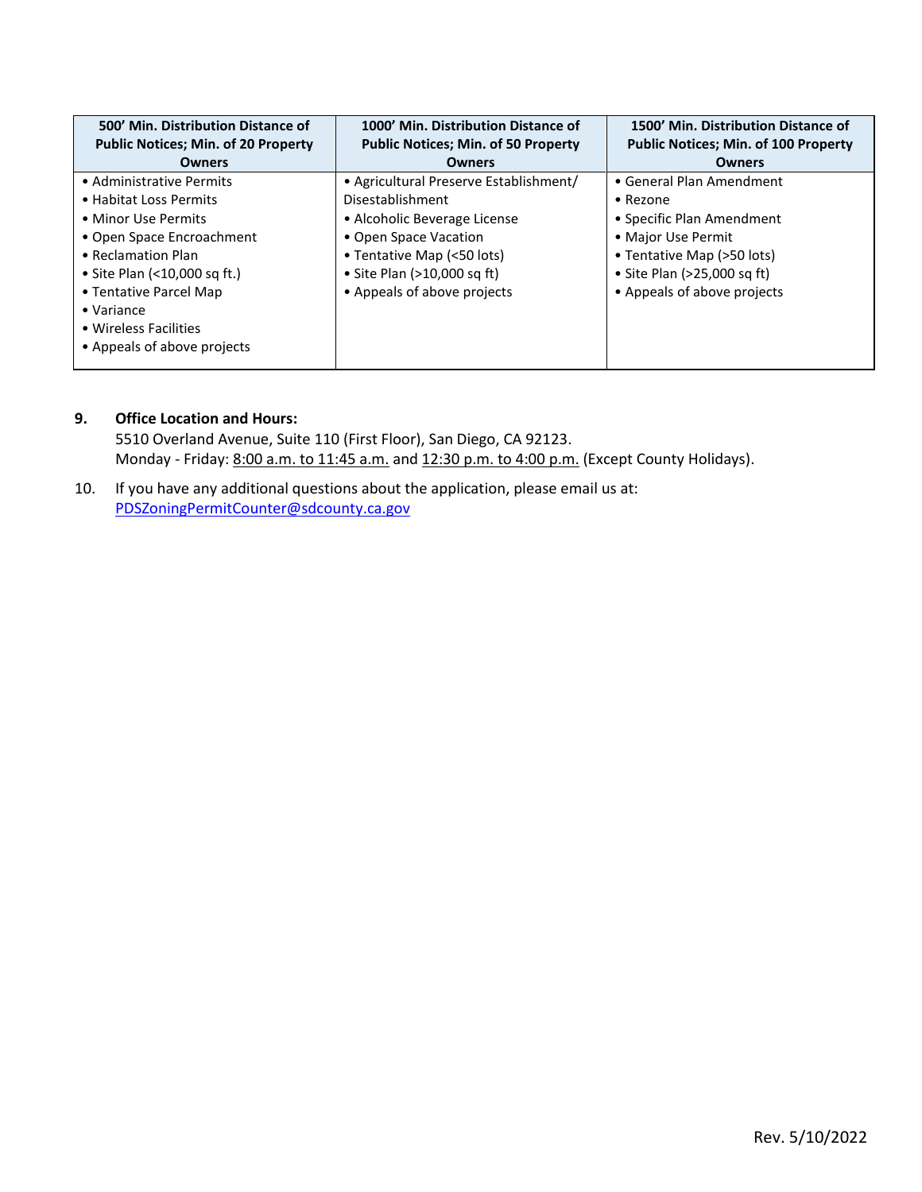| 500' Min. Distribution Distance of Public Notices; Min. of 20 Property Owners | 1000' Min. Distribution Distance of Public Notices; Min. of 50 Property Owners | 1500' Min. Distribution Distance of Public Notices; Min. of 100 Property Owners |
|---|---|---|
| • Administrative Permits<br>• Habitat Loss Permits<br>• Minor Use Permits<br>• Open Space Encroachment<br>• Reclamation Plan<br>• Site Plan (<10,000 sq ft.)<br>• Tentative Parcel Map<br>• Variance<br>• Wireless Facilities<br>• Appeals of above projects | • Agricultural Preserve Establishment/ Disestablishment<br>• Alcoholic Beverage License<br>• Open Space Vacation<br>• Tentative Map (<50 lots)<br>• Site Plan (>10,000 sq ft)<br>• Appeals of above projects | • General Plan Amendment<br>• Rezone<br>• Specific Plan Amendment<br>• Major Use Permit<br>• Tentative Map (>50 lots)<br>• Site Plan (>25,000 sq ft)<br>• Appeals of above projects |

9. **Office Location and Hours:**
   5510 Overland Avenue, Suite 110 (First Floor), San Diego, CA 92123.
   Monday - Friday: 8:00 a.m. to 11:45 a.m. and 12:30 p.m. to 4:00 p.m. (Except County Holidays).

10. If you have any additional questions about the application, please email us at:
    PDSZoningPermitCounter@sdcounty.ca.gov

Rev. 5/10/2022